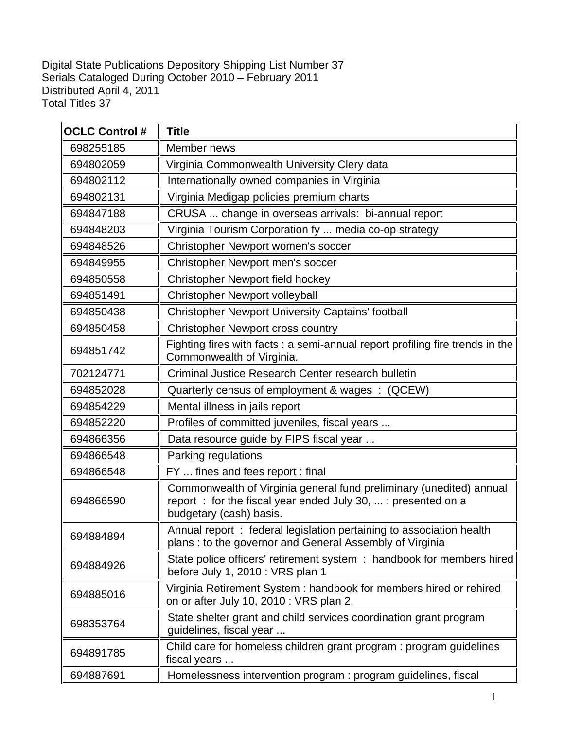Digital State Publications Depository Shipping List Number 37
Serials Cataloged During October 2010 – February 2011
Distributed April 4, 2011
Total Titles 37

| OCLC Control # | Title |
|---|---|
| 698255185 | Member news |
| 694802059 | Virginia Commonwealth University Clery data |
| 694802112 | Internationally owned companies in Virginia |
| 694802131 | Virginia Medigap policies premium charts |
| 694847188 | CRUSA ... change in overseas arrivals: bi-annual report |
| 694848203 | Virginia Tourism Corporation fy ... media co-op strategy |
| 694848526 | Christopher Newport women's soccer |
| 694849955 | Christopher Newport men's soccer |
| 694850558 | Christopher Newport field hockey |
| 694851491 | Christopher Newport volleyball |
| 694850438 | Christopher Newport University Captains' football |
| 694850458 | Christopher Newport cross country |
| 694851742 | Fighting fires with facts : a semi-annual report profiling fire trends in the Commonwealth of Virginia. |
| 702124771 | Criminal Justice Research Center research bulletin |
| 694852028 | Quarterly census of employment & wages : (QCEW) |
| 694854229 | Mental illness in jails report |
| 694852220 | Profiles of committed juveniles, fiscal years ... |
| 694866356 | Data resource guide by FIPS fiscal year ... |
| 694866548 | Parking regulations |
| 694866548 | FY ... fines and fees report : final |
| 694866590 | Commonwealth of Virginia general fund preliminary (unedited) annual report : for the fiscal year ended July 30, ... : presented on a budgetary (cash) basis. |
| 694884894 | Annual report : federal legislation pertaining to association health plans : to the governor and General Assembly of Virginia |
| 694884926 | State police officers' retirement system : handbook for members hired before July 1, 2010 : VRS plan 1 |
| 694885016 | Virginia Retirement System : handbook for members hired or rehired on or after July 10, 2010 : VRS plan 2. |
| 698353764 | State shelter grant and child services coordination grant program guidelines, fiscal year ... |
| 694891785 | Child care for homeless children grant program : program guidelines fiscal years ... |
| 694887691 | Homelessness intervention program : program guidelines, fiscal |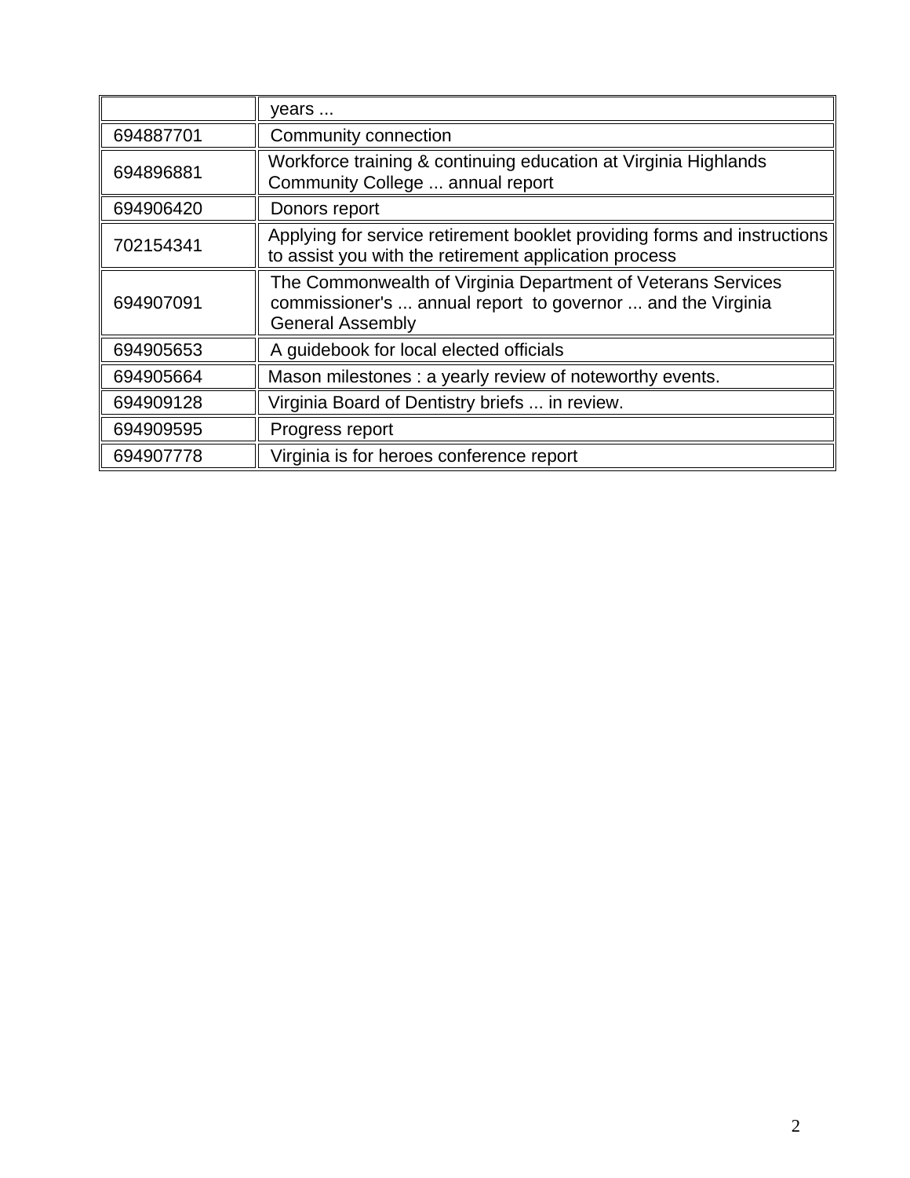| | |
|---|---|
| | years ... |
| 694887701 | Community connection |
| 694896881 | Workforce training & continuing education at Virginia Highlands Community College ... annual report |
| 694906420 | Donors report |
| 702154341 | Applying for service retirement booklet providing forms and instructions to assist you with the retirement application process |
| 694907091 | The Commonwealth of Virginia Department of Veterans Services commissioner's ... annual report to governor ... and the Virginia General Assembly |
| 694905653 | A guidebook for local elected officials |
| 694905664 | Mason milestones : a yearly review of noteworthy events. |
| 694909128 | Virginia Board of Dentistry briefs ... in review. |
| 694909595 | Progress report |
| 694907778 | Virginia is for heroes conference report |